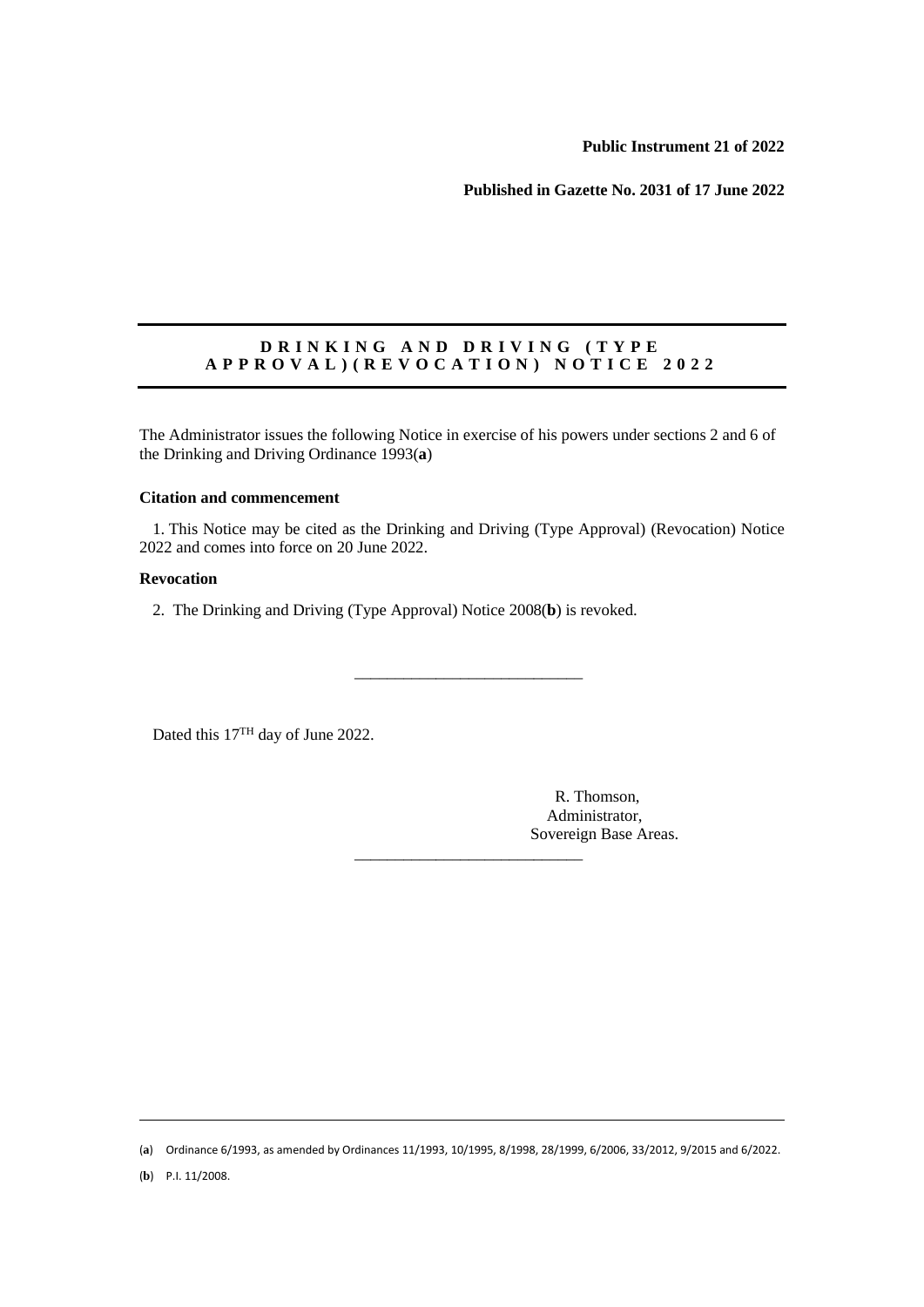**Public Instrument 21 of 2022**

**Published in Gazette No. 2031 of 17 June 2022**

---

# DRINKING AND DRIVING (TYPE APPROVAL) (REVOCATION) NOTICE 2022

---

The Administrator issues the following Notice in exercise of his powers under sections 2 and 6 of the Drinking and Driving Ordinance 1993(**a**)

**Citation and commencement**

1. This Notice may be cited as the Drinking and Driving (Type Approval) (Revocation) Notice 2022 and comes into force on 20 June 2022.

**Revocation**

2. The Drinking and Driving (Type Approval) Notice 2008(**b**) is revoked.

---

Dated this 17TH day of June 2022.

R. Thomson,
Administrator,
Sovereign Base Areas.

---

(**a**) Ordinance 6/1993, as amended by Ordinances 11/1993, 10/1995, 8/1998, 28/1999, 6/2006, 33/2012, 9/2015 and 6/2022.

(**b**) P.I. 11/2008.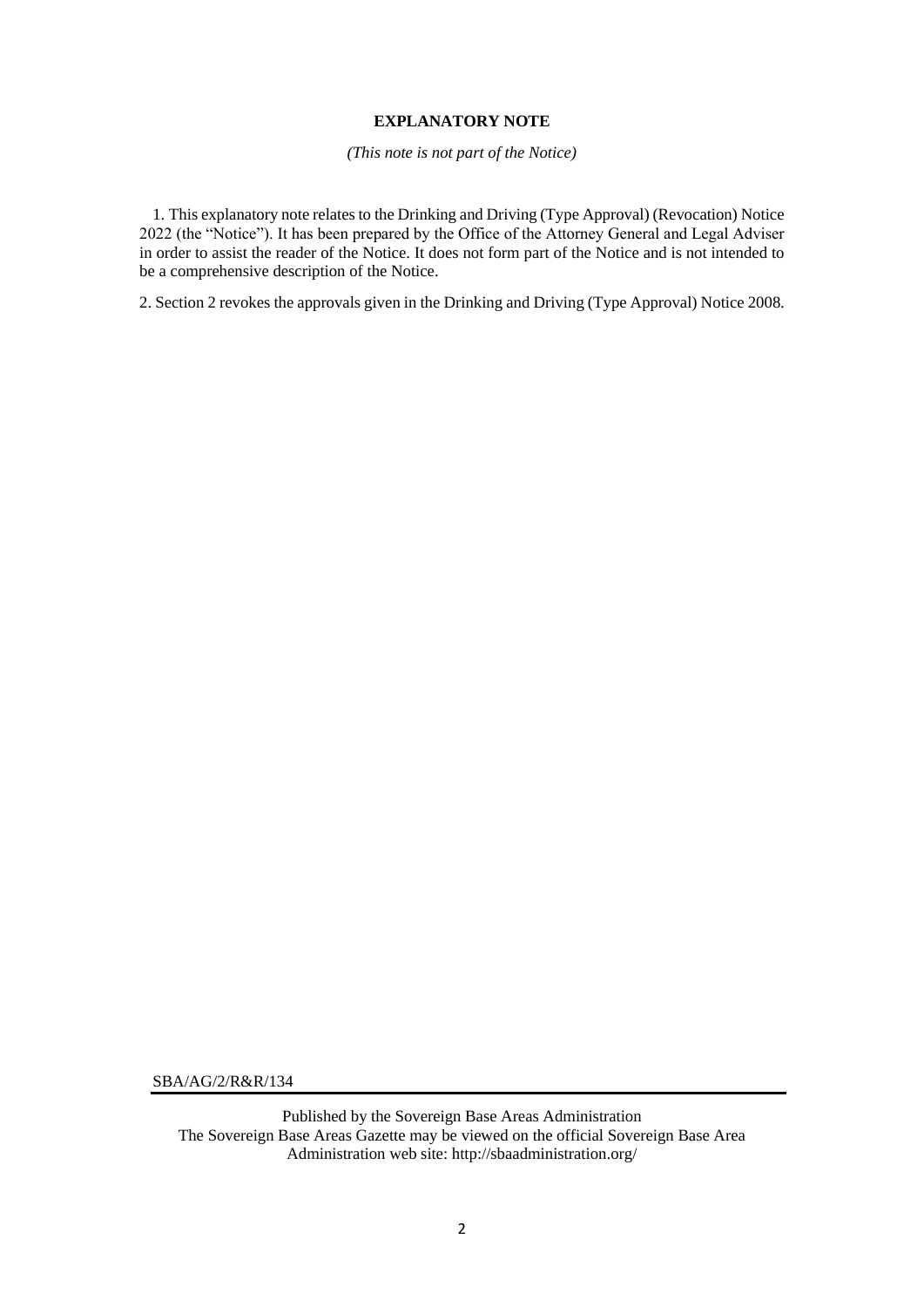**EXPLANATORY NOTE**

*(This note is not part of the Notice)*

1. This explanatory note relates to the Drinking and Driving (Type Approval) (Revocation) Notice 2022 (the "Notice"). It has been prepared by the Office of the Attorney General and Legal Adviser in order to assist the reader of the Notice. It does not form part of the Notice and is not intended to be a comprehensive description of the Notice.

2. Section 2 revokes the approvals given in the Drinking and Driving (Type Approval) Notice 2008.

SBA/AG/2/R&R/134

---

Published by the Sovereign Base Areas Administration
The Sovereign Base Areas Gazette may be viewed on the official Sovereign Base Area Administration web site: http://sbaadministration.org/